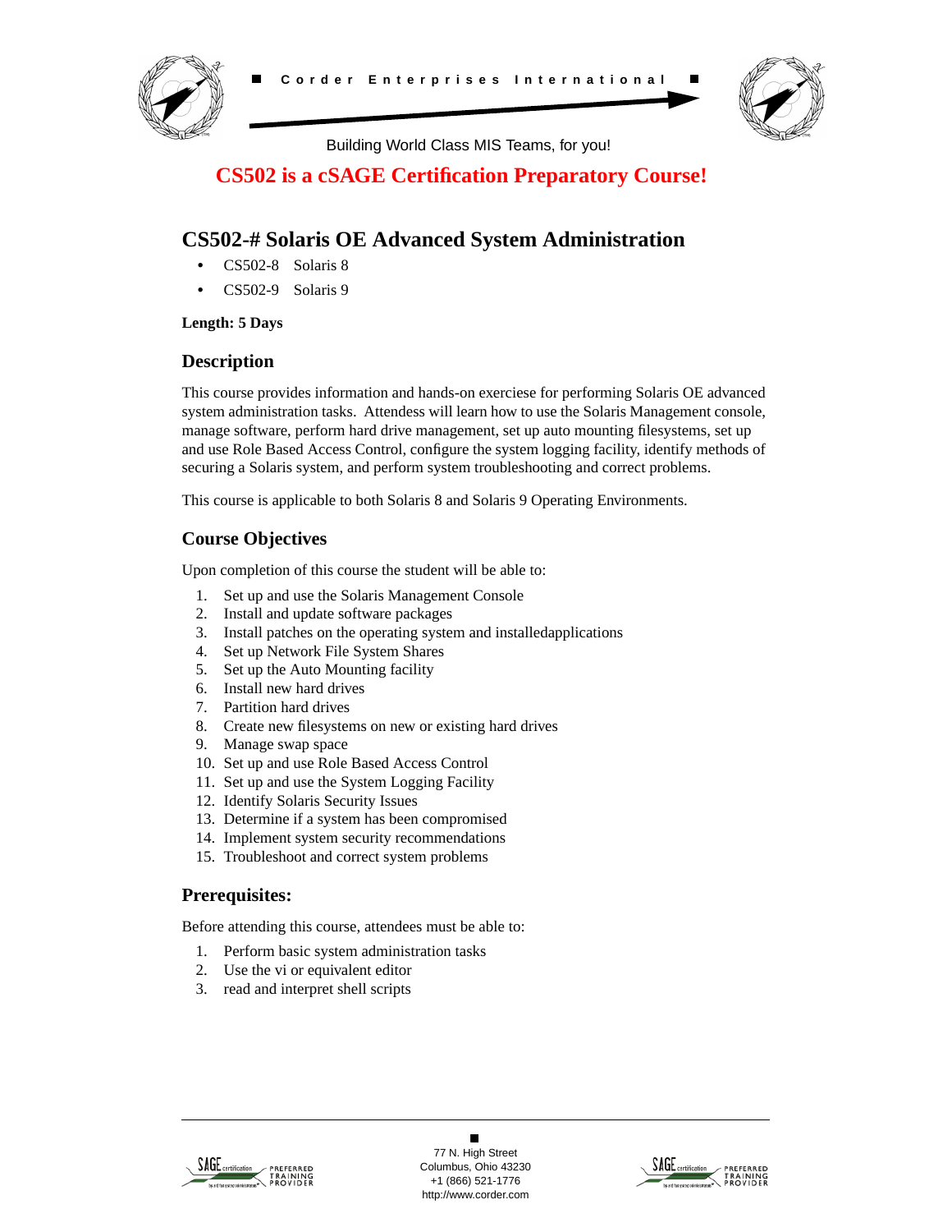Corder Enterprises International

Building World Class MIS Teams, for you!

**CS502 is a cSAGE Certification Preparatory Course!**

# CS502-# Solaris OE Advanced System Administration

- CS502-8 Solaris 8
- CS502-9 Solaris 9

**Length: 5 Days**

## Description

This course provides information and hands-on exerciese for performing Solaris OE advanced system administration tasks. Attendess will learn how to use the Solaris Management console, manage software, perform hard drive management, set up auto mounting filesystems, set up and use Role Based Access Control, configure the system logging facility, identify methods of securing a Solaris system, and perform system troubleshooting and correct problems.

This course is applicable to both Solaris 8 and Solaris 9 Operating Environments.

## Course Objectives

Upon completion of this course the student will be able to:

1. Set up and use the Solaris Management Console
2. Install and update software packages
3. Install patches on the operating system and installedapplications
4. Set up Network File System Shares
5. Set up the Auto Mounting facility
6. Install new hard drives
7. Partition hard drives
8. Create new filesystems on new or existing hard drives
9. Manage swap space
10. Set up and use Role Based Access Control
11. Set up and use the System Logging Facility
12. Identify Solaris Security Issues
13. Determine if a system has been compromised
14. Implement system security recommendations
15. Troubleshoot and correct system problems

## Prerequisites:

Before attending this course, attendees must be able to:

1. Perform basic system administration tasks
2. Use the vi or equivalent editor
3. read and interpret shell scripts

77 N. High Street
Columbus, Ohio 43230
+1 (866) 521-1776
http://www.corder.com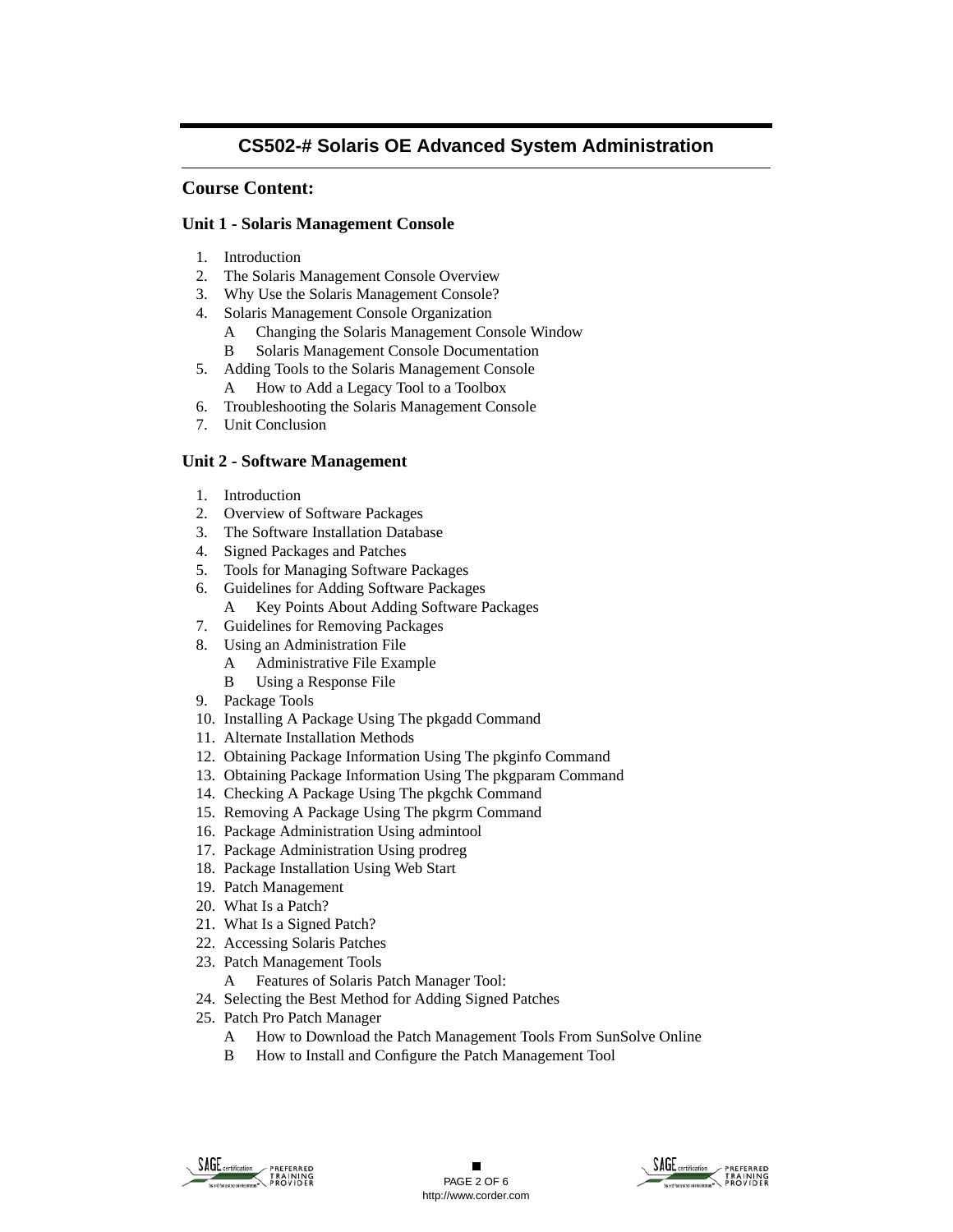## CS502-# Solaris OE Advanced System Administration

### Course Content:

#### Unit 1 - Solaris Management Console

1. Introduction
2. The Solaris Management Console Overview
3. Why Use the Solaris Management Console?
4. Solaris Management Console Organization
   - A Changing the Solaris Management Console Window
   - B Solaris Management Console Documentation
5. Adding Tools to the Solaris Management Console
   - A How to Add a Legacy Tool to a Toolbox
6. Troubleshooting the Solaris Management Console
7. Unit Conclusion

#### Unit 2 - Software Management

1. Introduction
2. Overview of Software Packages
3. The Software Installation Database
4. Signed Packages and Patches
5. Tools for Managing Software Packages
6. Guidelines for Adding Software Packages
   - A Key Points About Adding Software Packages
7. Guidelines for Removing Packages
8. Using an Administration File
   - A Administrative File Example
   - B Using a Response File
9. Package Tools
10. Installing A Package Using The pkgadd Command
11. Alternate Installation Methods
12. Obtaining Package Information Using The pkginfo Command
13. Obtaining Package Information Using The pkgparam Command
14. Checking A Package Using The pkgchk Command
15. Removing A Package Using The pkgrm Command
16. Package Administration Using admintool
17. Package Administration Using prodreg
18. Package Installation Using Web Start
19. Patch Management
20. What Is a Patch?
21. What Is a Signed Patch?
22. Accessing Solaris Patches
23. Patch Management Tools
   - A Features of Solaris Patch Manager Tool:
24. Selecting the Best Method for Adding Signed Patches
25. Patch Pro Patch Manager
   - A How to Download the Patch Management Tools From SunSolve Online
   - B How to Install and Configure the Patch Management Tool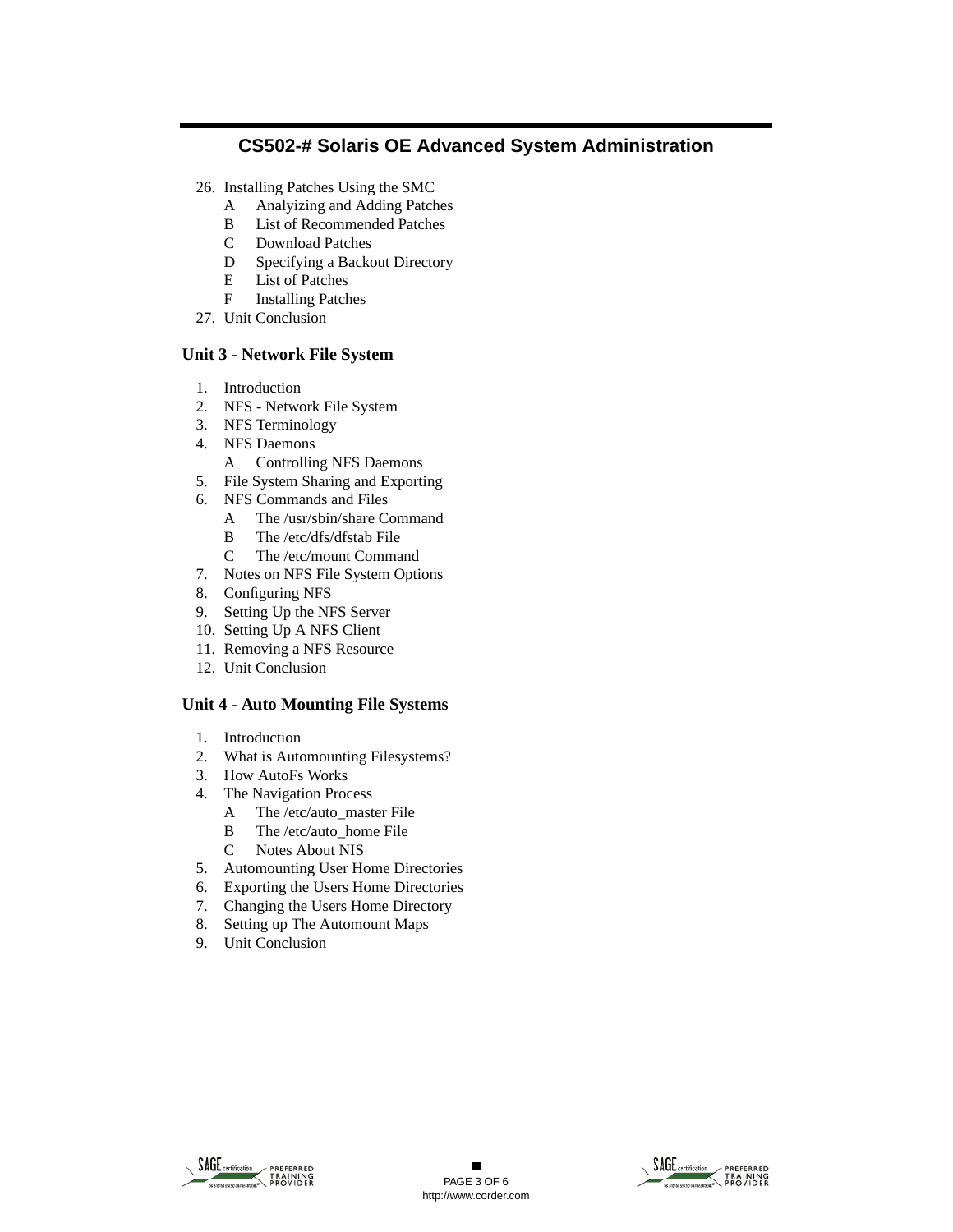26. Installing Patches Using the SMC
    - A Analyizing and Adding Patches
    - B List of Recommended Patches
    - C Download Patches
    - D Specifying a Backout Directory
    - E List of Patches
    - F Installing Patches
27. Unit Conclusion

## Unit 3 - Network File System

1. Introduction
2. NFS - Network File System
3. NFS Terminology
4. NFS Daemons
    - A Controlling NFS Daemons
5. File System Sharing and Exporting
6. NFS Commands and Files
    - A The /usr/sbin/share Command
    - B The /etc/dfs/dfstab File
    - C The /etc/mount Command
7. Notes on NFS File System Options
8. Configuring NFS
9. Setting Up the NFS Server
10. Setting Up A NFS Client
11. Removing a NFS Resource
12. Unit Conclusion

## Unit 4 - Auto Mounting File Systems

1. Introduction
2. What is Automounting Filesystems?
3. How AutoFs Works
4. The Navigation Process
    - A The /etc/auto_master File
    - B The /etc/auto_home File
    - C Notes About NIS
5. Automounting User Home Directories
6. Exporting the Users Home Directories
7. Changing the Users Home Directory
8. Setting up The Automount Maps
9. Unit Conclusion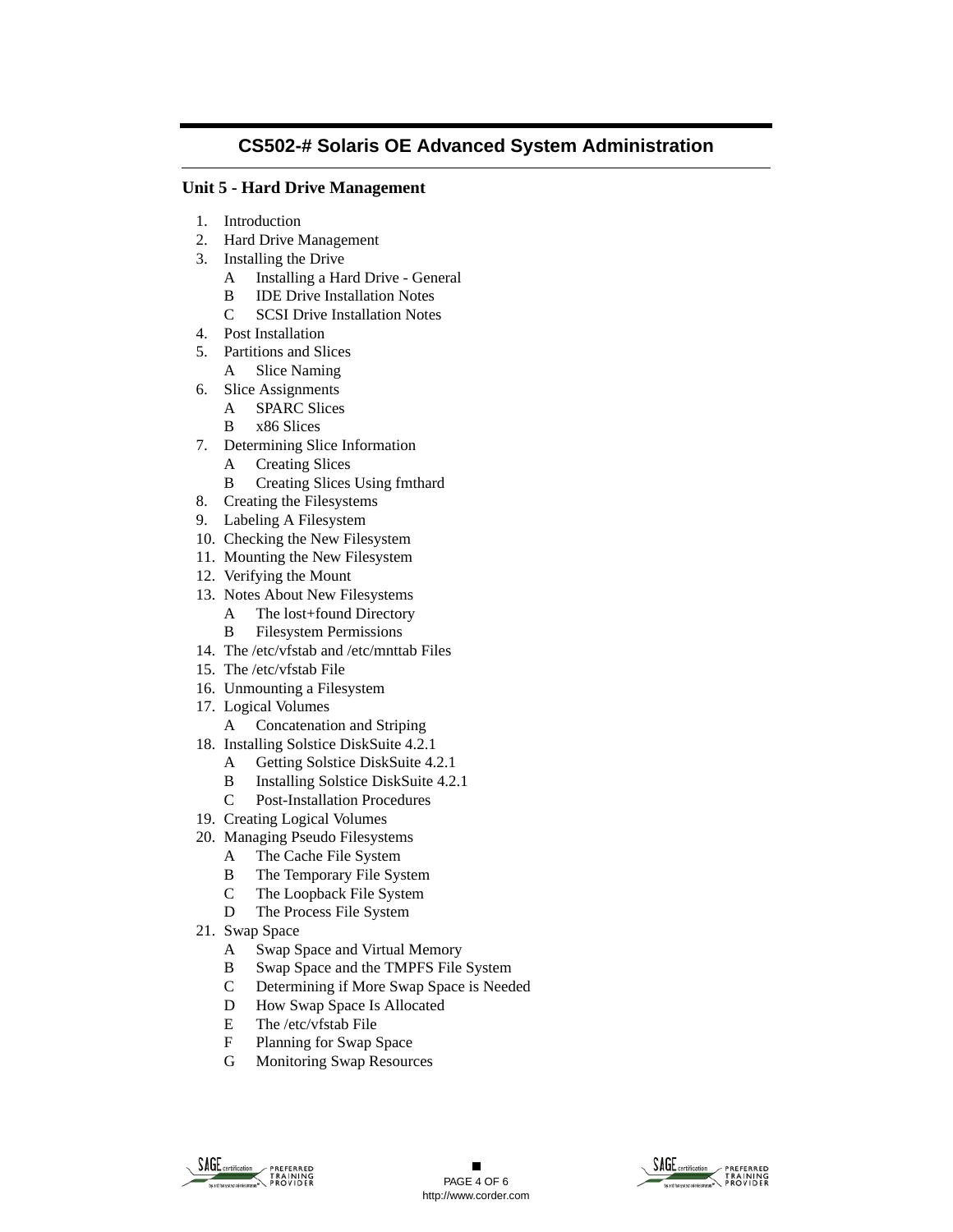## CS502-# Solaris OE Advanced System Administration

### Unit 5 - Hard Drive Management

1. Introduction
2. Hard Drive Management
3. Installing the Drive
   - A Installing a Hard Drive - General
   - B IDE Drive Installation Notes
   - C SCSI Drive Installation Notes
4. Post Installation
5. Partitions and Slices
   - A Slice Naming
6. Slice Assignments
   - A SPARC Slices
   - B x86 Slices
7. Determining Slice Information
   - A Creating Slices
   - B Creating Slices Using fmthard
8. Creating the Filesystems
9. Labeling A Filesystem
10. Checking the New Filesystem
11. Mounting the New Filesystem
12. Verifying the Mount
13. Notes About New Filesystems
    - A The lost+found Directory
    - B Filesystem Permissions
14. The /etc/vfstab and /etc/mnttab Files
15. The /etc/vfstab File
16. Unmounting a Filesystem
17. Logical Volumes
    - A Concatenation and Striping
18. Installing Solstice DiskSuite 4.2.1
    - A Getting Solstice DiskSuite 4.2.1
    - B Installing Solstice DiskSuite 4.2.1
    - C Post-Installation Procedures
19. Creating Logical Volumes
20. Managing Pseudo Filesystems
    - A The Cache File System
    - B The Temporary File System
    - C The Loopback File System
    - D The Process File System
21. Swap Space
    - A Swap Space and Virtual Memory
    - B Swap Space and the TMPFS File System
    - C Determining if More Swap Space is Needed
    - D How Swap Space Is Allocated
    - E The /etc/vfstab File
    - F Planning for Swap Space
    - G Monitoring Swap Resources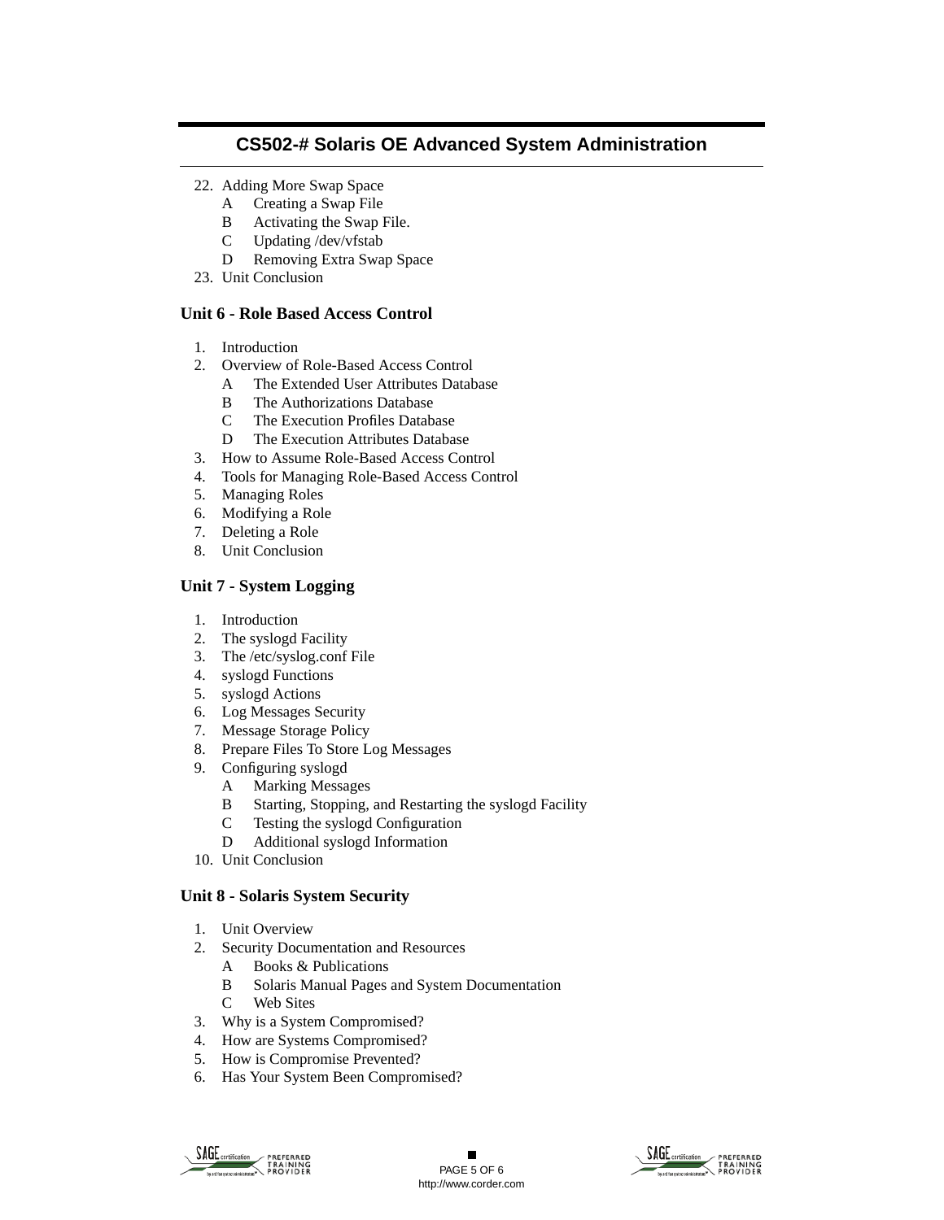22. Adding More Swap Space
    - A Creating a Swap File
    - B Activating the Swap File.
    - C Updating /dev/vfstab
    - D Removing Extra Swap Space
23. Unit Conclusion

## Unit 6 - Role Based Access Control

1. Introduction
2. Overview of Role-Based Access Control
    - A The Extended User Attributes Database
    - B The Authorizations Database
    - C The Execution Profiles Database
    - D The Execution Attributes Database
3. How to Assume Role-Based Access Control
4. Tools for Managing Role-Based Access Control
5. Managing Roles
6. Modifying a Role
7. Deleting a Role
8. Unit Conclusion

## Unit 7 - System Logging

1. Introduction
2. The syslogd Facility
3. The /etc/syslog.conf File
4. syslogd Functions
5. syslogd Actions
6. Log Messages Security
7. Message Storage Policy
8. Prepare Files To Store Log Messages
9. Configuring syslogd
    - A Marking Messages
    - B Starting, Stopping, and Restarting the syslogd Facility
    - C Testing the syslogd Configuration
    - D Additional syslogd Information
10. Unit Conclusion

## Unit 8 - Solaris System Security

1. Unit Overview
2. Security Documentation and Resources
    - A Books & Publications
    - B Solaris Manual Pages and System Documentation
    - C Web Sites
3. Why is a System Compromised?
4. How are Systems Compromised?
5. How is Compromise Prevented?
6. Has Your System Been Compromised?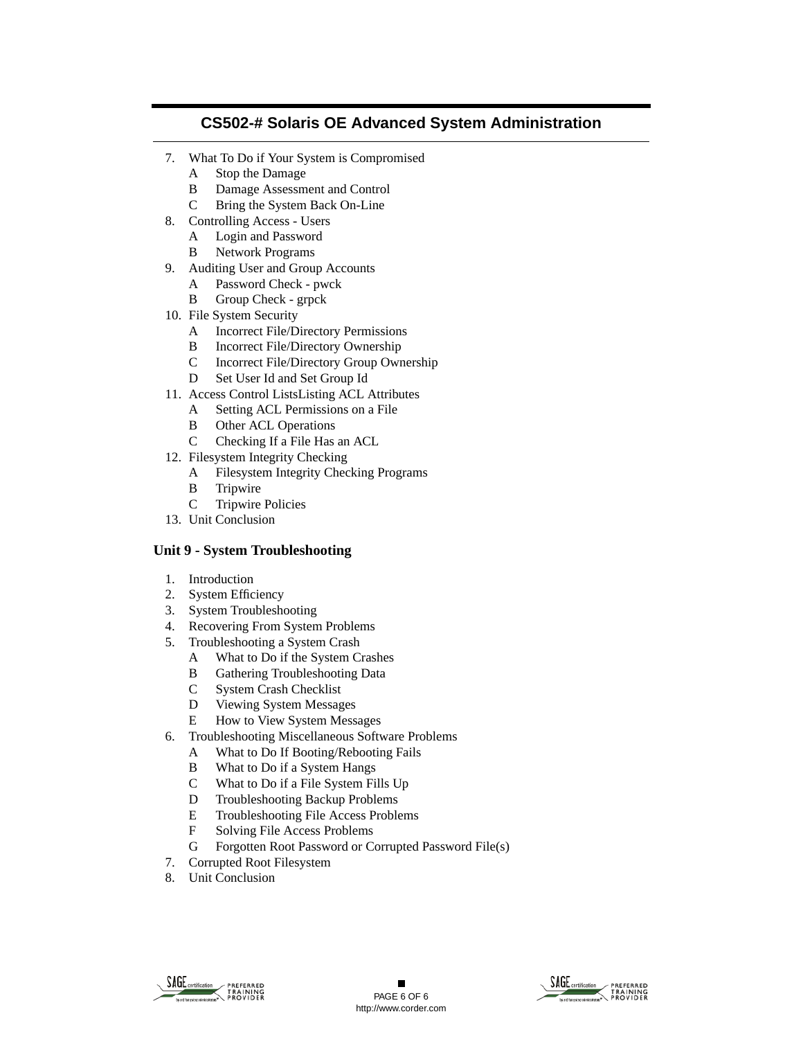7. What To Do if Your System is Compromised
   - A Stop the Damage
   - B Damage Assessment and Control
   - C Bring the System Back On-Line
8. Controlling Access - Users
   - A Login and Password
   - B Network Programs
9. Auditing User and Group Accounts
   - A Password Check - pwck
   - B Group Check - grpck
10. File System Security
    - A Incorrect File/Directory Permissions
    - B Incorrect File/Directory Ownership
    - C Incorrect File/Directory Group Ownership
    - D Set User Id and Set Group Id
11. Access Control ListsListing ACL Attributes
    - A Setting ACL Permissions on a File
    - B Other ACL Operations
    - C Checking If a File Has an ACL
12. Filesystem Integrity Checking
    - A Filesystem Integrity Checking Programs
    - B Tripwire
    - C Tripwire Policies
13. Unit Conclusion

**Unit 9 - System Troubleshooting**

1. Introduction
2. System Efficiency
3. System Troubleshooting
4. Recovering From System Problems
5. Troubleshooting a System Crash
   - A What to Do if the System Crashes
   - B Gathering Troubleshooting Data
   - C System Crash Checklist
   - D Viewing System Messages
   - E How to View System Messages
6. Troubleshooting Miscellaneous Software Problems
   - A What to Do If Booting/Rebooting Fails
   - B What to Do if a System Hangs
   - C What to Do if a File System Fills Up
   - D Troubleshooting Backup Problems
   - E Troubleshooting File Access Problems
   - F Solving File Access Problems
   - G Forgotten Root Password or Corrupted Password File(s)
7. Corrupted Root Filesystem
8. Unit Conclusion